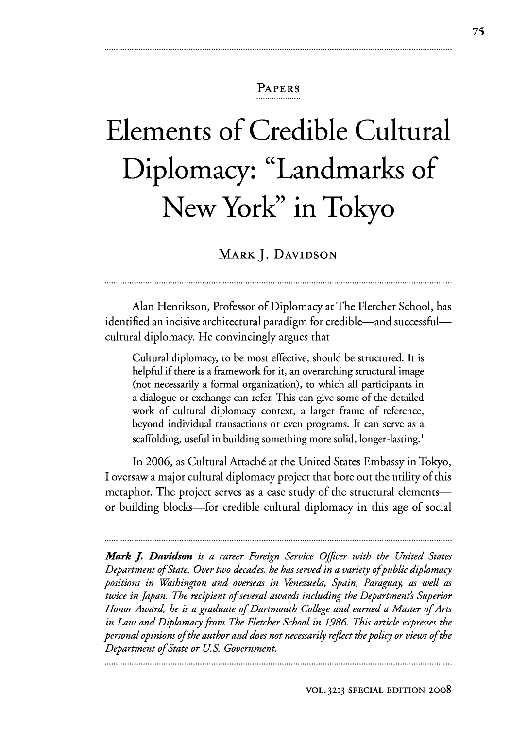PAPERS

# Elements of Credible Cultural Diplomacy: "Landmarks of New York" in Tokyo

MARK J. DAVIDSON

Alan Henrikson, Professor of Diplomacy at The Fletcher School, has identified an incisive architectural paradigm for credible—and successful—cultural diplomacy. He convincingly argues that

> Cultural diplomacy, to be most effective, should be structured. It is helpful if there is a framework for it, an overarching structural image (not necessarily a formal organization), to which all participants in a dialogue or exchange can refer. This can give some of the detailed work of cultural diplomacy context, a larger frame of reference, beyond individual transactions or even programs. It can serve as a scaffolding, useful in building something more solid, longer-lasting.[1]

In 2006, as Cultural Attaché at the United States Embassy in Tokyo, I oversaw a major cultural diplomacy project that bore out the utility of this metaphor. The project serves as a case study of the structural elements—or building blocks—for credible cultural diplomacy in this age of social

---

***Mark J. Davidson** is a career Foreign Service Officer with the United States Department of State. Over two decades, he has served in a variety of public diplomacy positions in Washington and overseas in Venezuela, Spain, Paraguay, as well as twice in Japan. The recipient of several awards including the Department's Superior Honor Award, he is a graduate of Dartmouth College and earned a Master of Arts in Law and Diplomacy from The Fletcher School in 1986. This article expresses the personal opinions of the author and does not necessarily reflect the policy or views of the Department of State or U.S. Government.*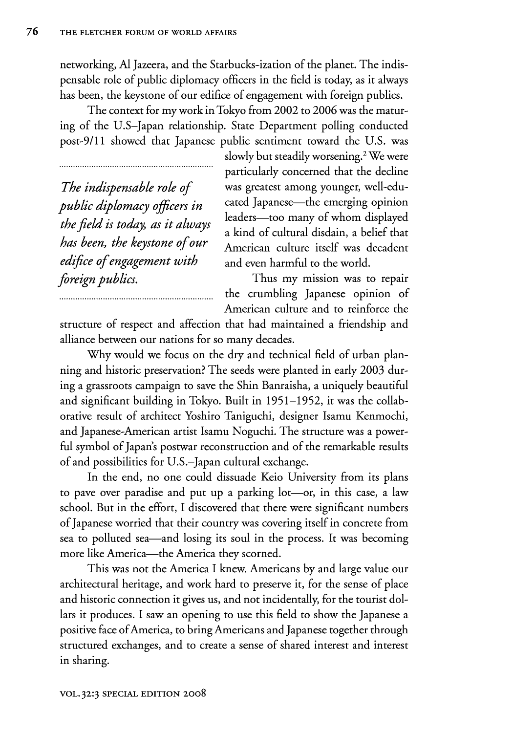networking, Al Jazeera, and the Starbucks-ization of the planet. The indispensable role of public diplomacy officers in the field is today, as it always has been, the keystone of our edifice of engagement with foreign publics.

The context for my work in Tokyo from 2002 to 2006 was the maturing of the U.S–Japan relationship. State Department polling conducted post-9/11 showed that Japanese public sentiment toward the U.S. was slowly but steadily worsening.[2] We were particularly concerned that the decline was greatest among younger, well-educated Japanese—the emerging opinion leaders—too many of whom displayed a kind of cultural disdain, a belief that American culture itself was decadent and even harmful to the world.

> *The indispensable role of public diplomacy officers in the field is today, as it always has been, the keystone of our edifice of engagement with foreign publics.*

Thus my mission was to repair the crumbling Japanese opinion of American culture and to reinforce the structure of respect and affection that had maintained a friendship and alliance between our nations for so many decades.

Why would we focus on the dry and technical field of urban planning and historic preservation? The seeds were planted in early 2003 during a grassroots campaign to save the Shin Banraisha, a uniquely beautiful and significant building in Tokyo. Built in 1951–1952, it was the collaborative result of architect Yoshiro Taniguchi, designer Isamu Kenmochi, and Japanese-American artist Isamu Noguchi. The structure was a powerful symbol of Japan's postwar reconstruction and of the remarkable results of and possibilities for U.S.–Japan cultural exchange.

In the end, no one could dissuade Keio University from its plans to pave over paradise and put up a parking lot—or, in this case, a law school. But in the effort, I discovered that there were significant numbers of Japanese worried that their country was covering itself in concrete from sea to polluted sea—and losing its soul in the process. It was becoming more like America—the America they scorned.

This was not the America I knew. Americans by and large value our architectural heritage, and work hard to preserve it, for the sense of place and historic connection it gives us, and not incidentally, for the tourist dollars it produces. I saw an opening to use this field to show the Japanese a positive face of America, to bring Americans and Japanese together through structured exchanges, and to create a sense of shared interest and interest in sharing.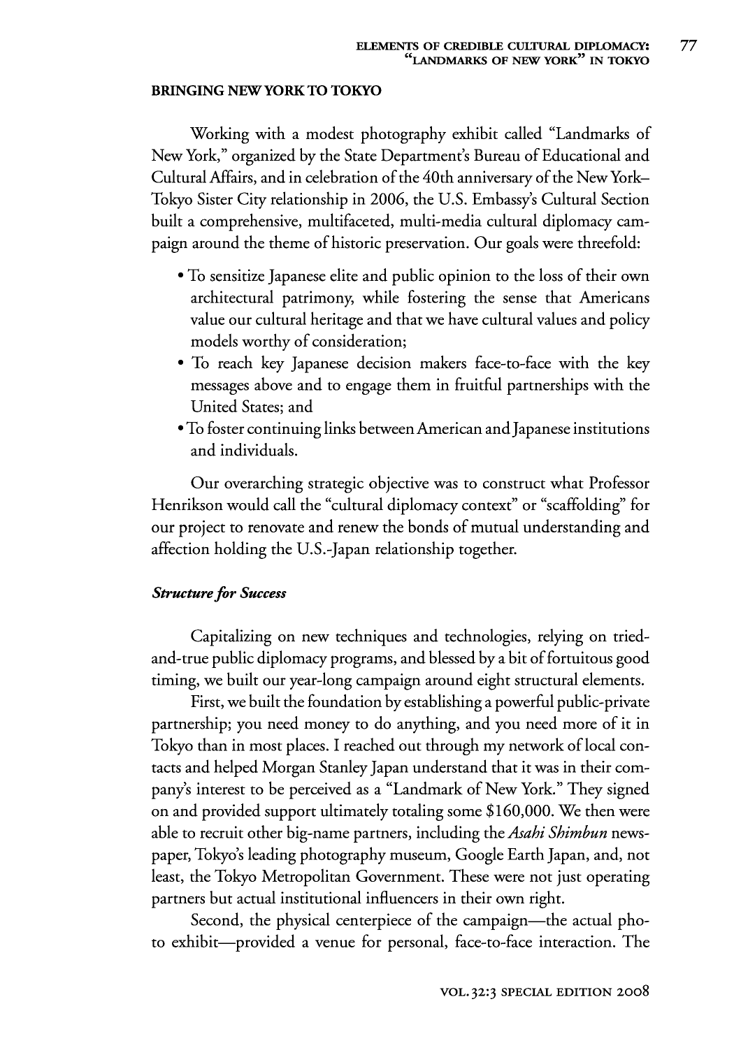## BRINGING NEW YORK TO TOKYO

Working with a modest photography exhibit called "Landmarks of New York," organized by the State Department's Bureau of Educational and Cultural Affairs, and in celebration of the 40th anniversary of the New York–Tokyo Sister City relationship in 2006, the U.S. Embassy's Cultural Section built a comprehensive, multifaceted, multi-media cultural diplomacy campaign around the theme of historic preservation. Our goals were threefold:

- To sensitize Japanese elite and public opinion to the loss of their own architectural patrimony, while fostering the sense that Americans value our cultural heritage and that we have cultural values and policy models worthy of consideration;
- To reach key Japanese decision makers face-to-face with the key messages above and to engage them in fruitful partnerships with the United States; and
- To foster continuing links between American and Japanese institutions and individuals.

Our overarching strategic objective was to construct what Professor Henrikson would call the "cultural diplomacy context" or "scaffolding" for our project to renovate and renew the bonds of mutual understanding and affection holding the U.S.-Japan relationship together.

### *Structure for Success*

Capitalizing on new techniques and technologies, relying on tried-and-true public diplomacy programs, and blessed by a bit of fortuitous good timing, we built our year-long campaign around eight structural elements.

First, we built the foundation by establishing a powerful public-private partnership; you need money to do anything, and you need more of it in Tokyo than in most places. I reached out through my network of local contacts and helped Morgan Stanley Japan understand that it was in their company's interest to be perceived as a "Landmark of New York." They signed on and provided support ultimately totaling some $160,000. We then were able to recruit other big-name partners, including the *Asahi Shimbun* newspaper, Tokyo's leading photography museum, Google Earth Japan, and, not least, the Tokyo Metropolitan Government. These were not just operating partners but actual institutional influencers in their own right.

Second, the physical centerpiece of the campaign—the actual photo exhibit—provided a venue for personal, face-to-face interaction. The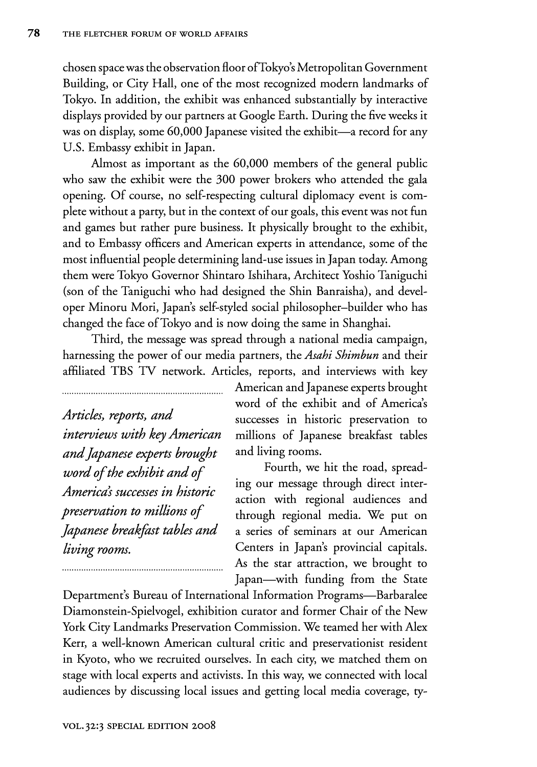chosen space was the observation floor of Tokyo's Metropolitan Government Building, or City Hall, one of the most recognized modern landmarks of Tokyo. In addition, the exhibit was enhanced substantially by interactive displays provided by our partners at Google Earth. During the five weeks it was on display, some 60,000 Japanese visited the exhibit—a record for any U.S. Embassy exhibit in Japan.

Almost as important as the 60,000 members of the general public who saw the exhibit were the 300 power brokers who attended the gala opening. Of course, no self-respecting cultural diplomacy event is complete without a party, but in the context of our goals, this event was not fun and games but rather pure business. It physically brought to the exhibit, and to Embassy officers and American experts in attendance, some of the most influential people determining land-use issues in Japan today. Among them were Tokyo Governor Shintaro Ishihara, Architect Yoshio Taniguchi (son of the Taniguchi who had designed the Shin Banraisha), and developer Minoru Mori, Japan's self-styled social philosopher–builder who has changed the face of Tokyo and is now doing the same in Shanghai.

Third, the message was spread through a national media campaign, harnessing the power of our media partners, the *Asahi Shimbun* and their affiliated TBS TV network. Articles, reports, and interviews with key American and Japanese experts brought word of the exhibit and of America's successes in historic preservation to millions of Japanese breakfast tables and living rooms.

*Articles, reports, and interviews with key American and Japanese experts brought word of the exhibit and of America's successes in historic preservation to millions of Japanese breakfast tables and living rooms.*

Fourth, we hit the road, spreading our message through direct interaction with regional audiences and through regional media. We put on a series of seminars at our American Centers in Japan's provincial capitals. As the star attraction, we brought to Japan—with funding from the State Department's Bureau of International Information Programs—Barbaralee Diamonstein-Spielvogel, exhibition curator and former Chair of the New York City Landmarks Preservation Commission. We teamed her with Alex Kerr, a well-known American cultural critic and preservationist resident in Kyoto, who we recruited ourselves. In each city, we matched them on stage with local experts and activists. In this way, we connected with local audiences by discussing local issues and getting local media coverage, ty-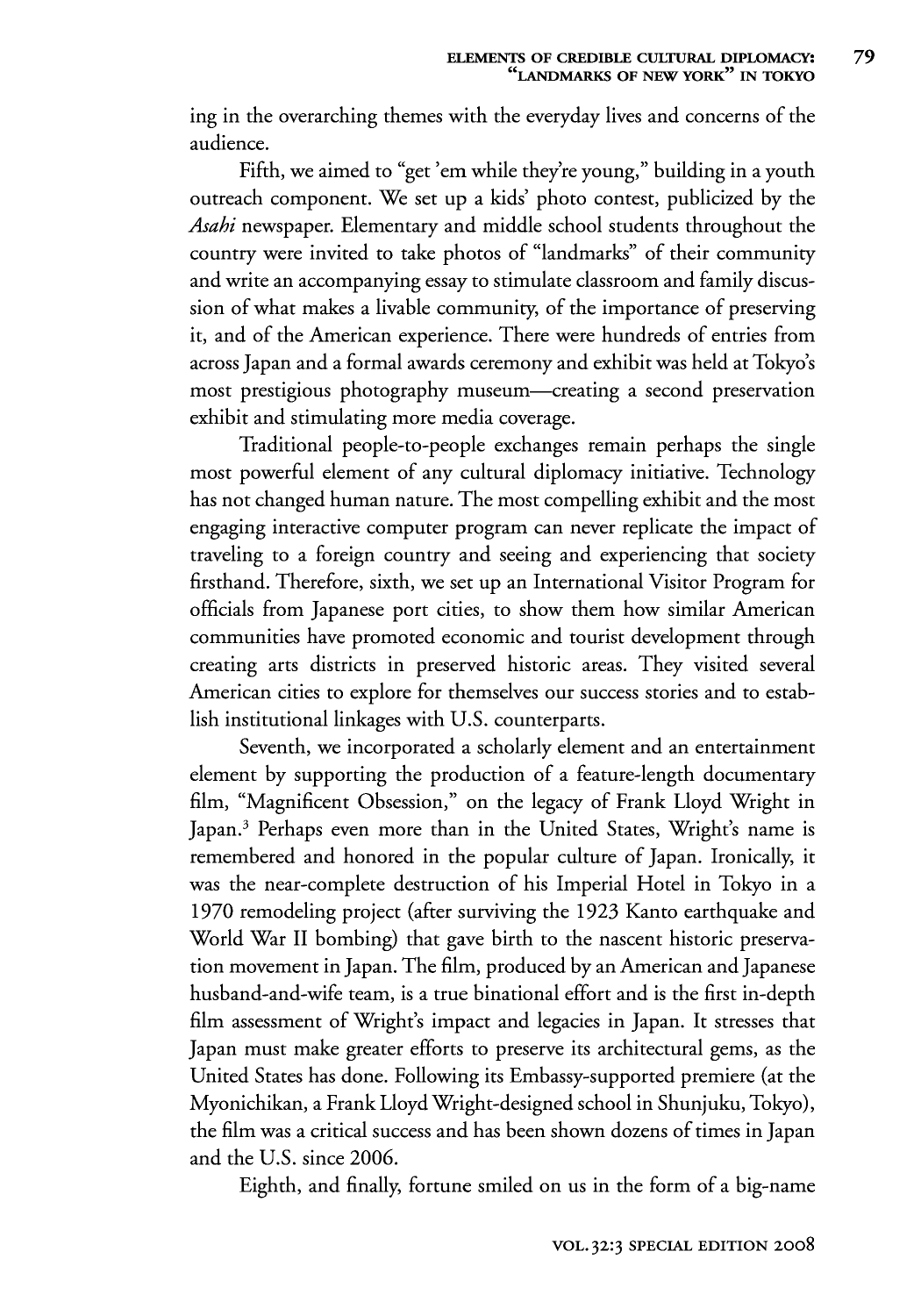ing in the overarching themes with the everyday lives and concerns of the audience.

Fifth, we aimed to "get 'em while they're young," building in a youth outreach component. We set up a kids' photo contest, publicized by the *Asahi* newspaper. Elementary and middle school students throughout the country were invited to take photos of "landmarks" of their community and write an accompanying essay to stimulate classroom and family discussion of what makes a livable community, of the importance of preserving it, and of the American experience. There were hundreds of entries from across Japan and a formal awards ceremony and exhibit was held at Tokyo's most prestigious photography museum—creating a second preservation exhibit and stimulating more media coverage.

Traditional people-to-people exchanges remain perhaps the single most powerful element of any cultural diplomacy initiative. Technology has not changed human nature. The most compelling exhibit and the most engaging interactive computer program can never replicate the impact of traveling to a foreign country and seeing and experiencing that society firsthand. Therefore, sixth, we set up an International Visitor Program for officials from Japanese port cities, to show them how similar American communities have promoted economic and tourist development through creating arts districts in preserved historic areas. They visited several American cities to explore for themselves our success stories and to establish institutional linkages with U.S. counterparts.

Seventh, we incorporated a scholarly element and an entertainment element by supporting the production of a feature-length documentary film, "Magnificent Obsession," on the legacy of Frank Lloyd Wright in Japan.[3] Perhaps even more than in the United States, Wright's name is remembered and honored in the popular culture of Japan. Ironically, it was the near-complete destruction of his Imperial Hotel in Tokyo in a 1970 remodeling project (after surviving the 1923 Kanto earthquake and World War II bombing) that gave birth to the nascent historic preservation movement in Japan. The film, produced by an American and Japanese husband-and-wife team, is a true binational effort and is the first in-depth film assessment of Wright's impact and legacies in Japan. It stresses that Japan must make greater efforts to preserve its architectural gems, as the United States has done. Following its Embassy-supported premiere (at the Myonichikan, a Frank Lloyd Wright-designed school in Shunjuku, Tokyo), the film was a critical success and has been shown dozens of times in Japan and the U.S. since 2006.

Eighth, and finally, fortune smiled on us in the form of a big-name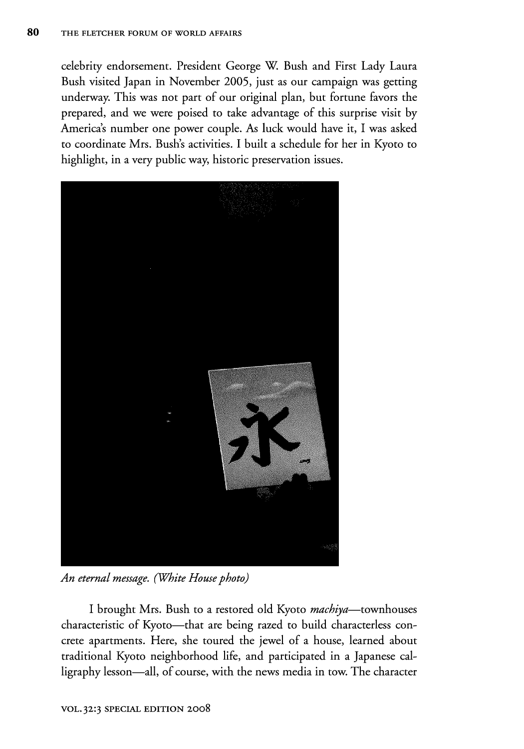celebrity endorsement. President George W. Bush and First Lady Laura Bush visited Japan in November 2005, just as our campaign was getting underway. This was not part of our original plan, but fortune favors the prepared, and we were poised to take advantage of this surprise visit by America's number one power couple. As luck would have it, I was asked to coordinate Mrs. Bush's activities. I built a schedule for her in Kyoto to highlight, in a very public way, historic preservation issues.

*An eternal message. (White House photo)*

I brought Mrs. Bush to a restored old Kyoto *machiya*—townhouses characteristic of Kyoto—that are being razed to build characterless concrete apartments. Here, she toured the jewel of a house, learned about traditional Kyoto neighborhood life, and participated in a Japanese calligraphy lesson—all, of course, with the news media in tow. The character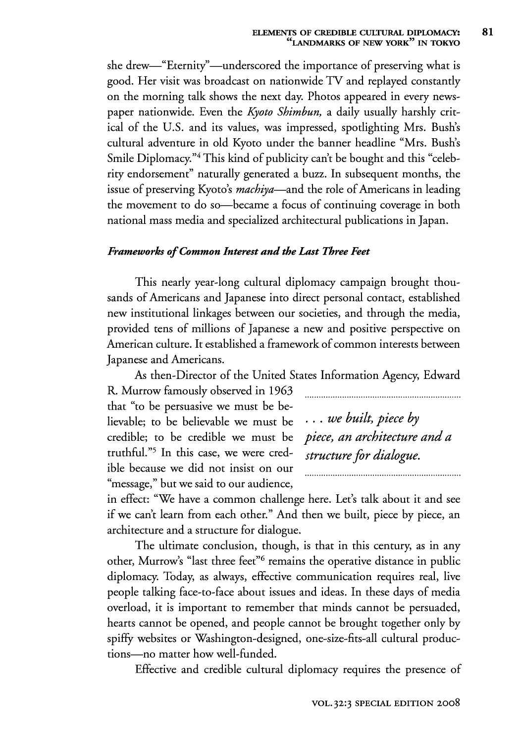she drew—"Eternity"—underscored the importance of preserving what is good. Her visit was broadcast on nationwide TV and replayed constantly on the morning talk shows the next day. Photos appeared in every newspaper nationwide. Even the *Kyoto Shimbun,* a daily usually harshly critical of the U.S. and its values, was impressed, spotlighting Mrs. Bush's cultural adventure in old Kyoto under the banner headline "Mrs. Bush's Smile Diplomacy."[4] This kind of publicity can't be bought and this "celebrity endorsement" naturally generated a buzz. In subsequent months, the issue of preserving Kyoto's *machiya*—and the role of Americans in leading the movement to do so—became a focus of continuing coverage in both national mass media and specialized architectural publications in Japan.

### *Frameworks of Common Interest and the Last Three Feet*

This nearly year-long cultural diplomacy campaign brought thousands of Americans and Japanese into direct personal contact, established new institutional linkages between our societies, and through the media, provided tens of millions of Japanese a new and positive perspective on American culture. It established a framework of common interests between Japanese and Americans.

As then-Director of the United States Information Agency, Edward R. Murrow famously observed in 1963 that "to be persuasive we must be believable; to be believable we must be credible; to be credible we must be truthful."[5] In this case, we were credible because we did not insist on our "message," but we said to our audience, in effect: "We have a common challenge here. Let's talk about it and see if we can't learn from each other." And then we built, piece by piece, an architecture and a structure for dialogue.

> *. . . we built, piece by piece, an architecture and a structure for dialogue.*

The ultimate conclusion, though, is that in this century, as in any other, Murrow's "last three feet"[6] remains the operative distance in public diplomacy. Today, as always, effective communication requires real, live people talking face-to-face about issues and ideas. In these days of media overload, it is important to remember that minds cannot be persuaded, hearts cannot be opened, and people cannot be brought together only by spiffy websites or Washington-designed, one-size-fits-all cultural productions—no matter how well-funded.

Effective and credible cultural diplomacy requires the presence of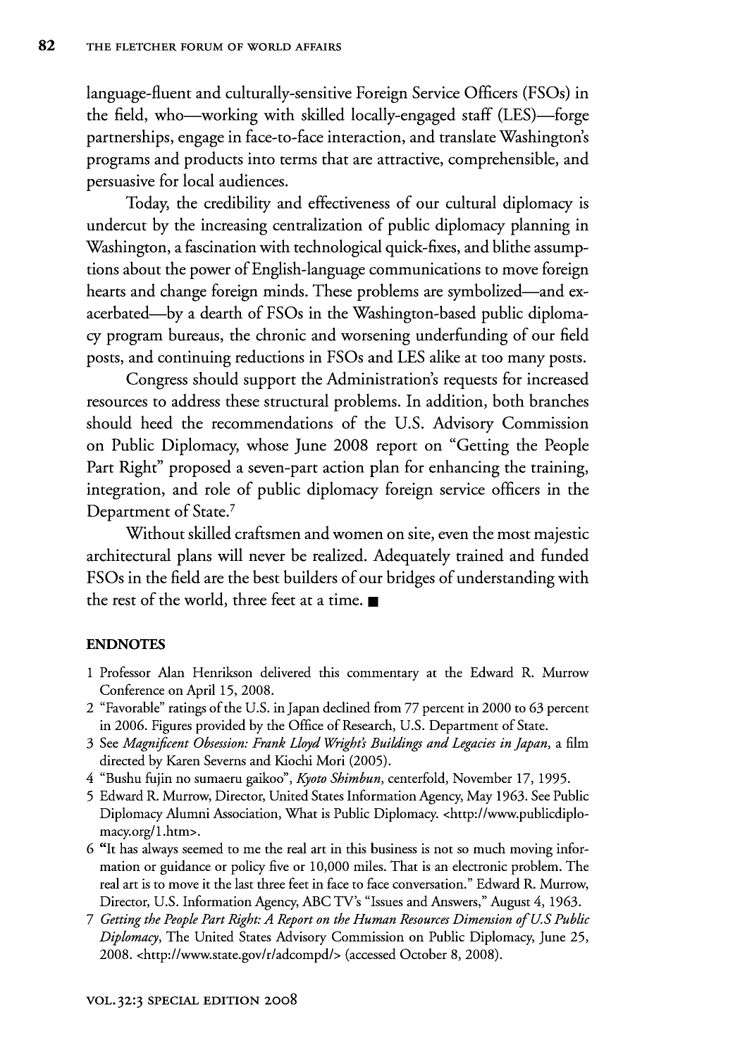language-fluent and culturally-sensitive Foreign Service Officers (FSOs) in the field, who—working with skilled locally-engaged staff (LES)—forge partnerships, engage in face-to-face interaction, and translate Washington's programs and products into terms that are attractive, comprehensible, and persuasive for local audiences.

Today, the credibility and effectiveness of our cultural diplomacy is undercut by the increasing centralization of public diplomacy planning in Washington, a fascination with technological quick-fixes, and blithe assumptions about the power of English-language communications to move foreign hearts and change foreign minds. These problems are symbolized—and exacerbated—by a dearth of FSOs in the Washington-based public diplomacy program bureaus, the chronic and worsening underfunding of our field posts, and continuing reductions in FSOs and LES alike at too many posts.

Congress should support the Administration's requests for increased resources to address these structural problems. In addition, both branches should heed the recommendations of the U.S. Advisory Commission on Public Diplomacy, whose June 2008 report on "Getting the People Part Right" proposed a seven-part action plan for enhancing the training, integration, and role of public diplomacy foreign service officers in the Department of State.[7]

Without skilled craftsmen and women on site, even the most majestic architectural plans will never be realized. Adequately trained and funded FSOs in the field are the best builders of our bridges of understanding with the rest of the world, three feet at a time. ■

## ENDNOTES

1 Professor Alan Henrikson delivered this commentary at the Edward R. Murrow Conference on April 15, 2008.

2 "Favorable" ratings of the U.S. in Japan declined from 77 percent in 2000 to 63 percent in 2006. Figures provided by the Office of Research, U.S. Department of State.

3 See *Magnificent Obsession: Frank Lloyd Wright's Buildings and Legacies in Japan*, a film directed by Karen Severns and Kiochi Mori (2005).

4 "Bushu fujin no sumaeru gaikoo", *Kyoto Shimbun*, centerfold, November 17, 1995.

5 Edward R. Murrow, Director, United States Information Agency, May 1963. See Public Diplomacy Alumni Association, What is Public Diplomacy. <http://www.publicdiplomacy.org/1.htm>.

6 "It has always seemed to me the real art in this business is not so much moving information or guidance or policy five or 10,000 miles. That is an electronic problem. The real art is to move it the last three feet in face to face conversation." Edward R. Murrow, Director, U.S. Information Agency, ABC TV's "Issues and Answers," August 4, 1963.

7 *Getting the People Part Right: A Report on the Human Resources Dimension of U.S Public Diplomacy*, The United States Advisory Commission on Public Diplomacy, June 25, 2008. <http://www.state.gov/r/adcompd/> (accessed October 8, 2008).